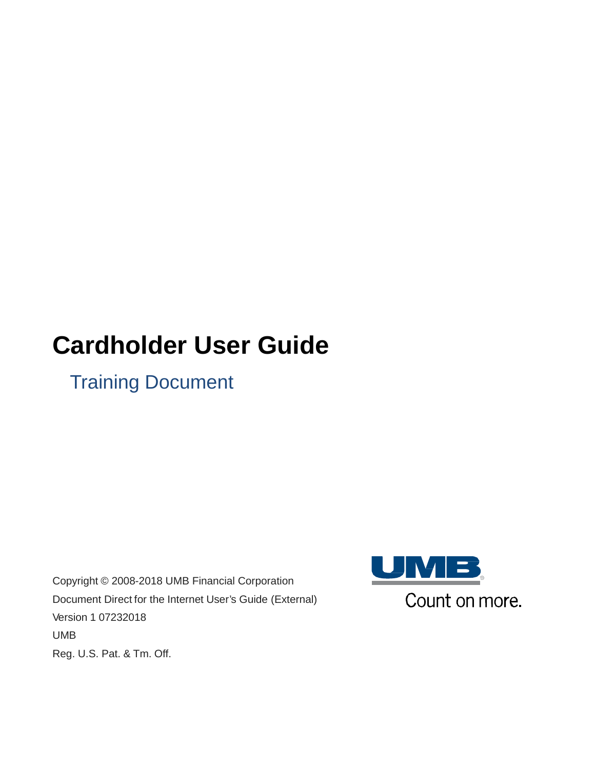# Cardholder User Guide

## Training Document

Copyright © 2008-2018 UMB Financial Corporation

Document Direct for the Internet User's Guide (External)

Version 1 07232018

UMB

Reg. U.S. Pat. & Tm. Off.

UMB

Count on more.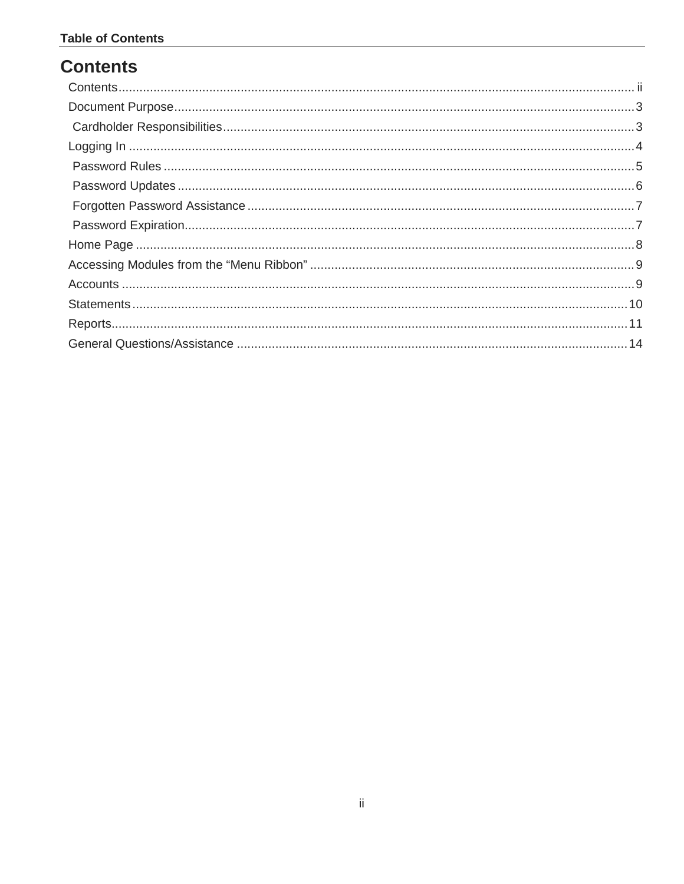# Contents

- Contents ii
- Document Purpose 3
  - Cardholder Responsibilities 3
- Logging In 4
  - Password Rules 5
  - Password Updates 6
  - Forgotten Password Assistance 7
  - Password Expiration 7
- Home Page 8
- Accessing Modules from the "Menu Ribbon" 9
- Accounts 9
- Statements 10
- Reports 11
- General Questions/Assistance 14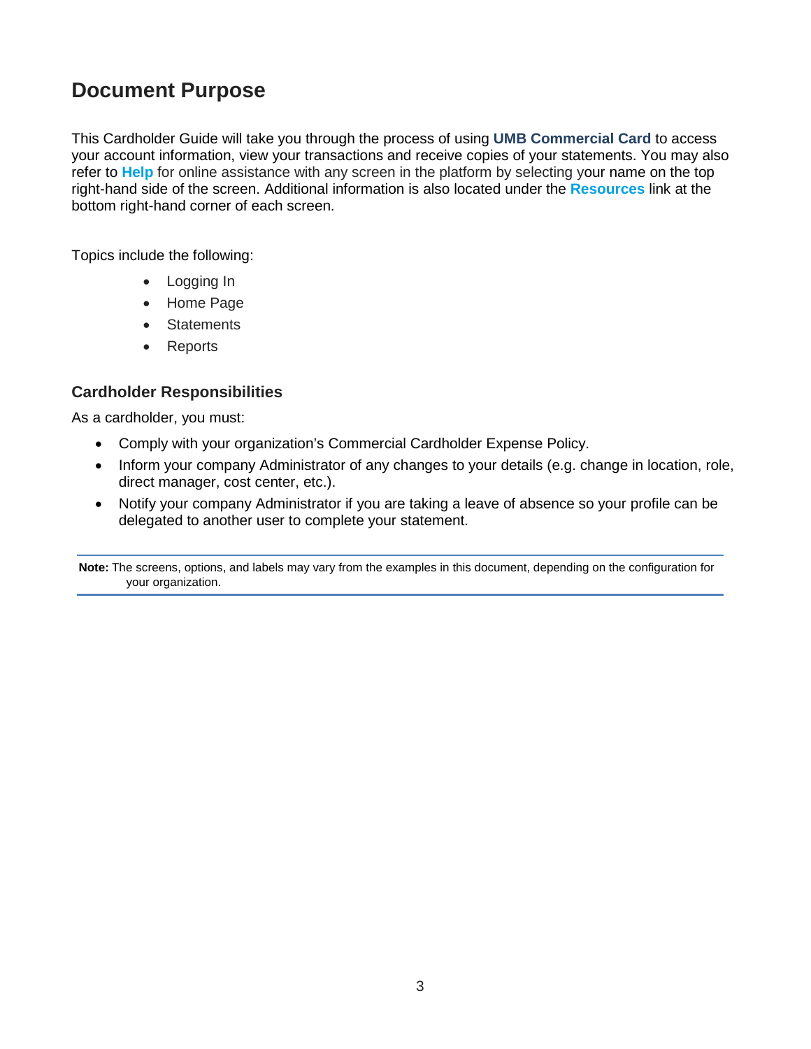# Document Purpose

This Cardholder Guide will take you through the process of using **UMB Commercial Card** to access your account information, view your transactions and receive copies of your statements. You may also refer to **Help** for online assistance with any screen in the platform by selecting your name on the top right-hand side of the screen. Additional information is also located under the **Resources** link at the bottom right-hand corner of each screen.

Topics include the following:

- Logging In
- Home Page
- Statements
- Reports

## Cardholder Responsibilities

As a cardholder, you must:

- Comply with your organization's Commercial Cardholder Expense Policy.
- Inform your company Administrator of any changes to your details (e.g. change in location, role, direct manager, cost center, etc.).
- Notify your company Administrator if you are taking a leave of absence so your profile can be delegated to another user to complete your statement.

**Note:** The screens, options, and labels may vary from the examples in this document, depending on the configuration for your organization.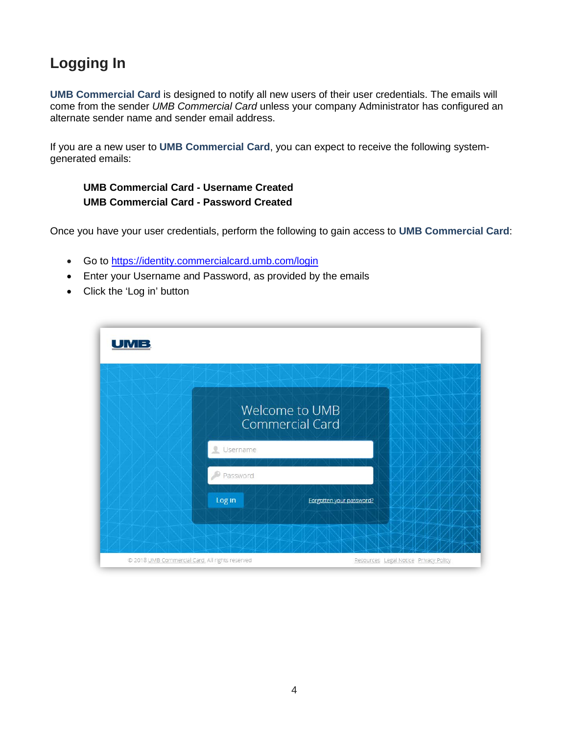## Logging In

**UMB Commercial Card** is designed to notify all new users of their user credentials. The emails will come from the sender *UMB Commercial Card* unless your company Administrator has configured an alternate sender name and sender email address.

If you are a new user to **UMB Commercial Card**, you can expect to receive the following system-generated emails:

> **UMB Commercial Card - Username Created**
> **UMB Commercial Card - Password Created**

Once you have your user credentials, perform the following to gain access to **UMB Commercial Card**:

- Go to [https://identity.commercialcard.umb.com/login](https://identity.commercialcard.umb.com/login)
- Enter your Username and Password, as provided by the emails
- Click the 'Log in' button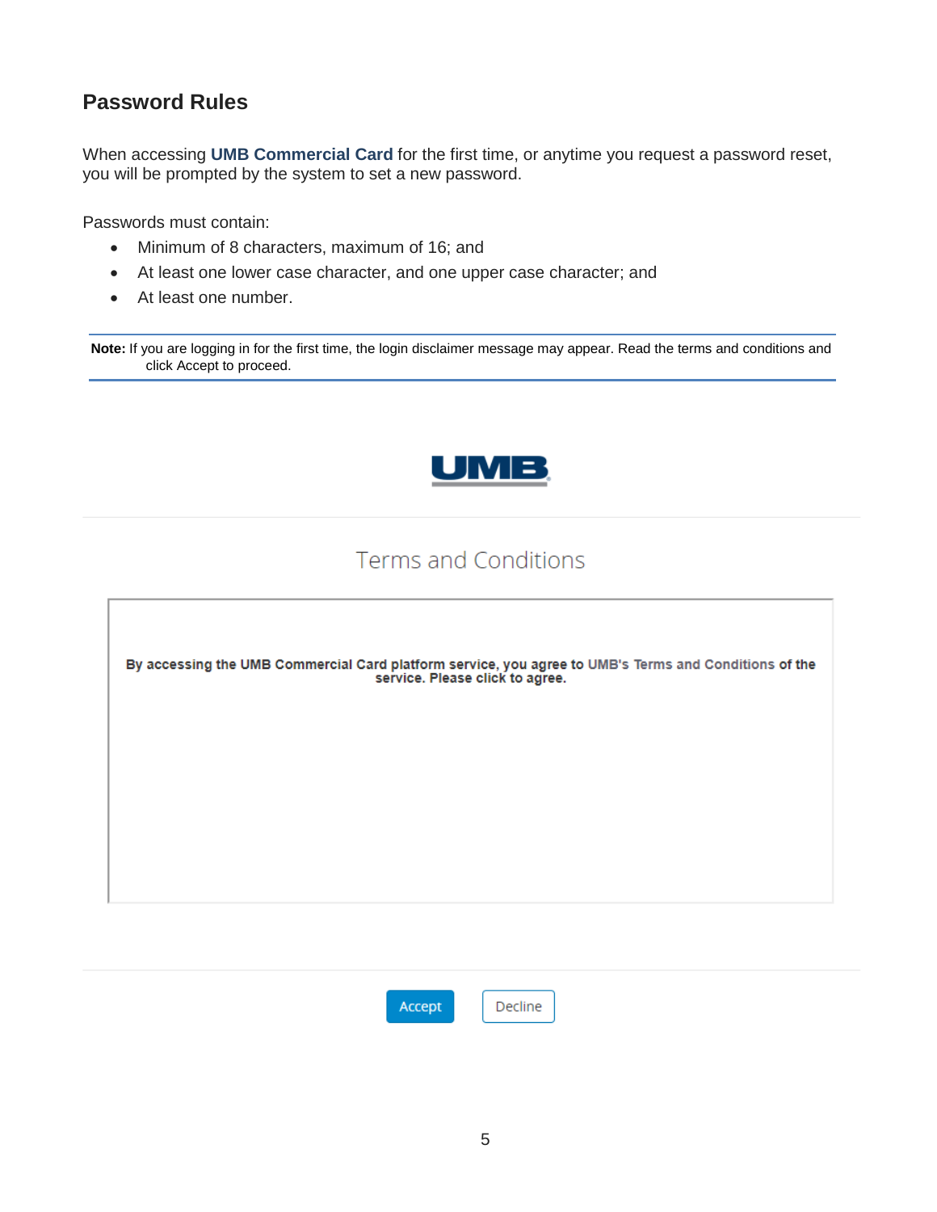## Password Rules

When accessing **UMB Commercial Card** for the first time, or anytime you request a password reset, you will be prompted by the system to set a new password.

Passwords must contain:

- Minimum of 8 characters, maximum of 16; and
- At least one lower case character, and one upper case character; and
- At least one number.

---

**Note:** If you are logging in for the first time, the login disclaimer message may appear. Read the terms and conditions and click Accept to proceed.

---

UMB

Terms and Conditions

**By accessing the UMB Commercial Card platform service, you agree to UMB's Terms and Conditions of the service. Please click to agree.**

Accept Decline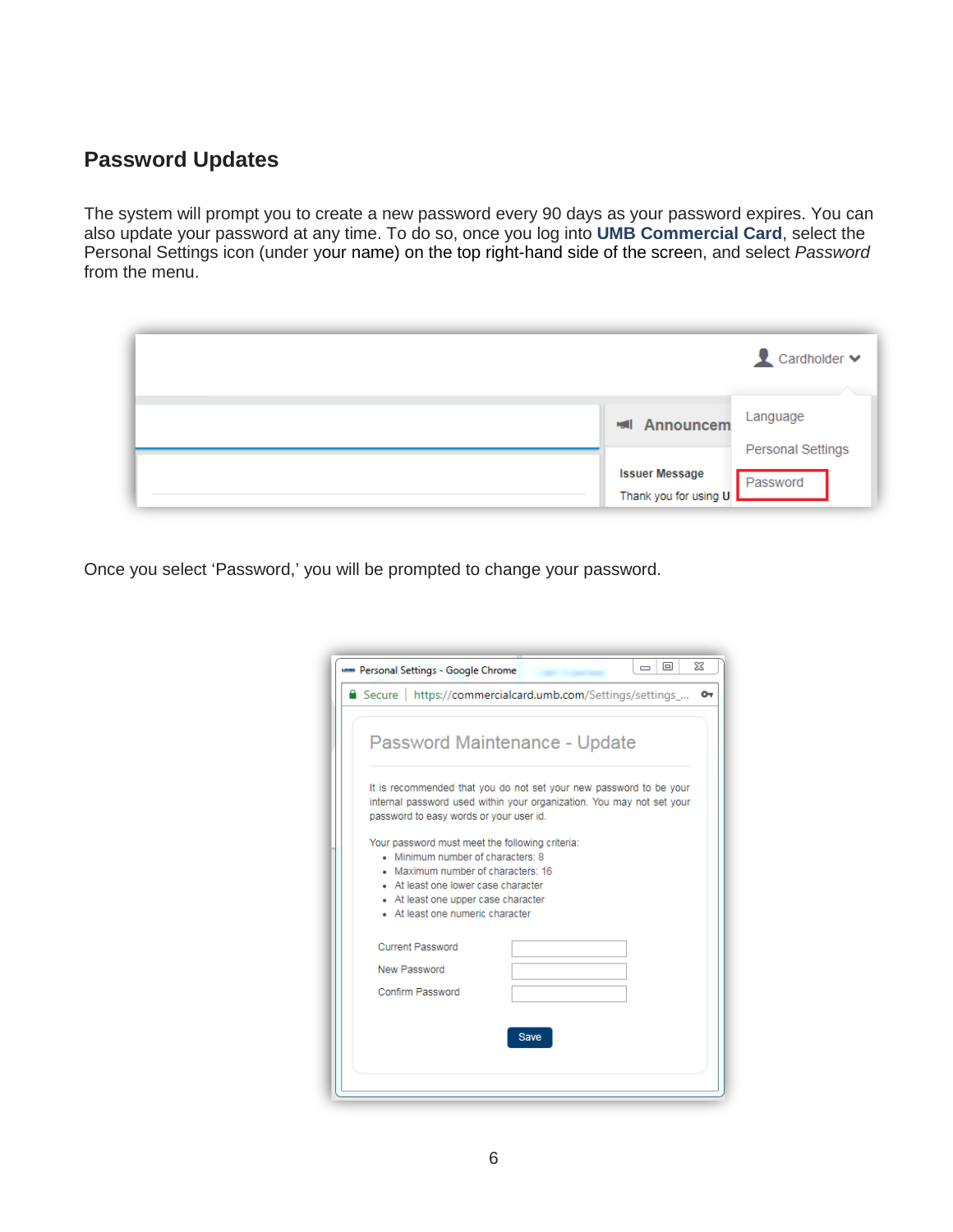## Password Updates

The system will prompt you to create a new password every 90 days as your password expires. You can also update your password at any time. To do so, once you log into **UMB Commercial Card**, select the Personal Settings icon (under your name) on the top right-hand side of the screen, and select *Password* from the menu.

Once you select 'Password,' you will be prompted to change your password.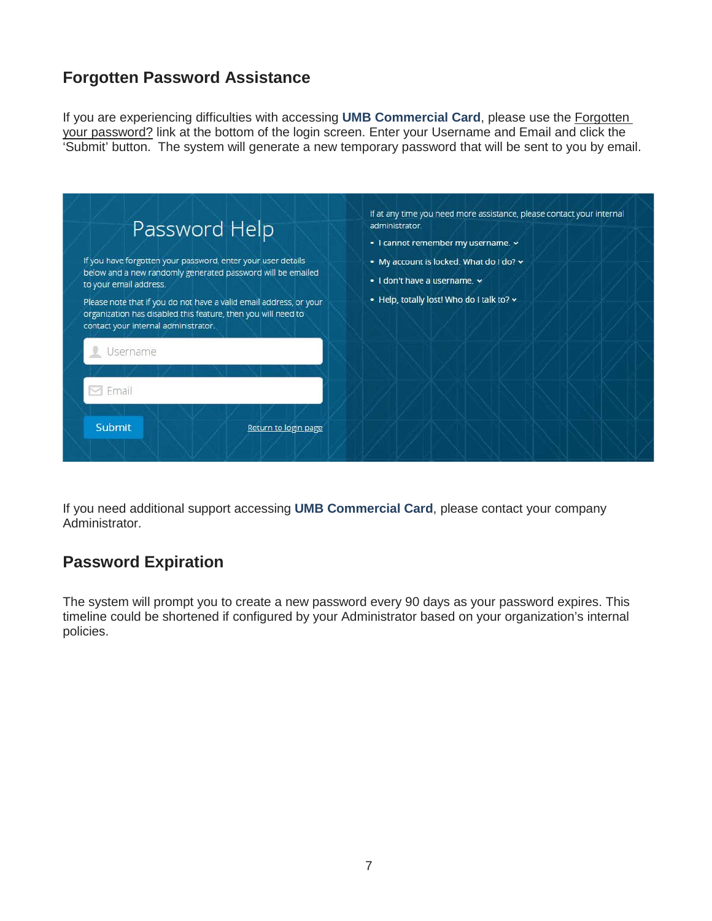## Forgotten Password Assistance

If you are experiencing difficulties with accessing **UMB Commercial Card**, please use the Forgotten your password? link at the bottom of the login screen. Enter your Username and Email and click the 'Submit' button. The system will generate a new temporary password that will be sent to you by email.

Password Help

If you have forgotten your password, enter your user details below and a new randomly generated password will be emailed to your email address.

Please note that if you do not have a valid email address, or your organization has disabled this feature, then you will need to contact your internal administrator.

Username

Email

Submit

Return to login page

If at any time you need more assistance, please contact your internal administrator.

- I cannot remember my username.
- My account is locked. What do I do?
- I don't have a username.
- Help, totally lost! Who do I talk to?

If you need additional support accessing **UMB Commercial Card**, please contact your company Administrator.

## Password Expiration

The system will prompt you to create a new password every 90 days as your password expires. This timeline could be shortened if configured by your Administrator based on your organization's internal policies.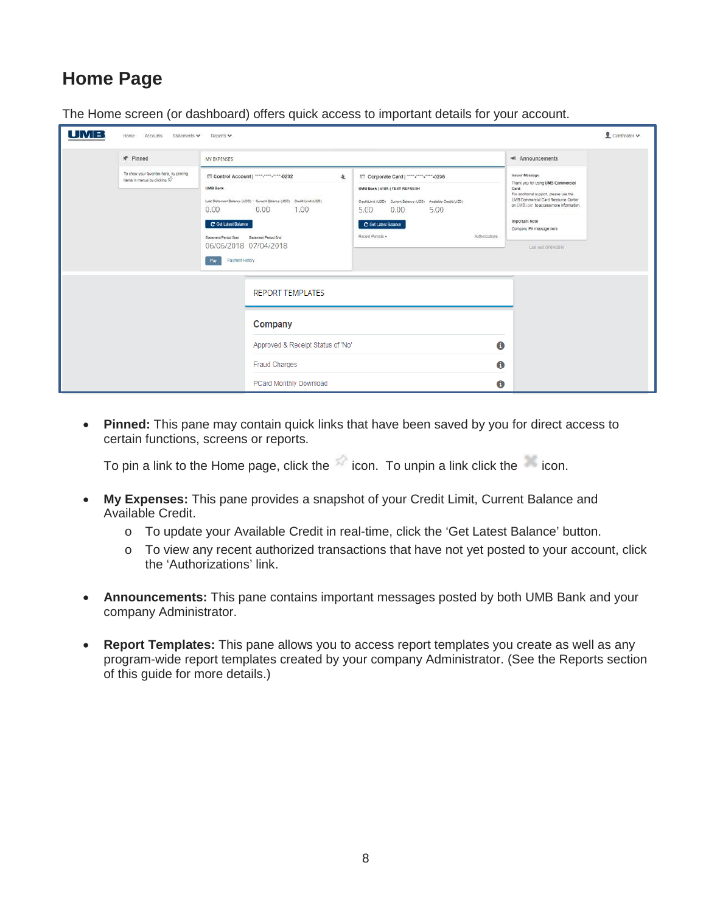## Home Page

The Home screen (or dashboard) offers quick access to important details for your account.

- **Pinned:** This pane may contain quick links that have been saved by you for direct access to certain functions, screens or reports.

  To pin a link to the Home page, click the icon. To unpin a link click the icon.

- **My Expenses:** This pane provides a snapshot of your Credit Limit, Current Balance and Available Credit.
  - To update your Available Credit in real-time, click the 'Get Latest Balance' button.
  - To view any recent authorized transactions that have not yet posted to your account, click the 'Authorizations' link.

- **Announcements:** This pane contains important messages posted by both UMB Bank and your company Administrator.

- **Report Templates:** This pane allows you to access report templates you create as well as any program-wide report templates created by your company Administrator. (See the Reports section of this guide for more details.)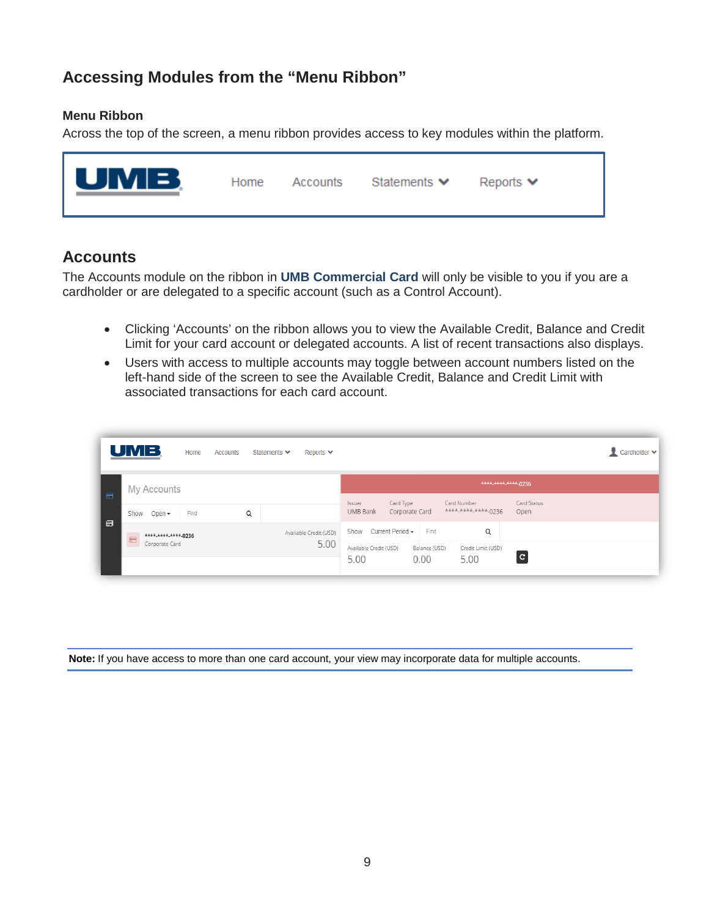## Accessing Modules from the "Menu Ribbon"

### Menu Ribbon

Across the top of the screen, a menu ribbon provides access to key modules within the platform.

## Accounts

The Accounts module on the ribbon in **UMB Commercial Card** will only be visible to you if you are a cardholder or are delegated to a specific account (such as a Control Account).

- Clicking 'Accounts' on the ribbon allows you to view the Available Credit, Balance and Credit Limit for your card account or delegated accounts. A list of recent transactions also displays.
- Users with access to multiple accounts may toggle between account numbers listed on the left-hand side of the screen to see the Available Credit, Balance and Credit Limit with associated transactions for each card account.

**Note:** If you have access to more than one card account, your view may incorporate data for multiple accounts.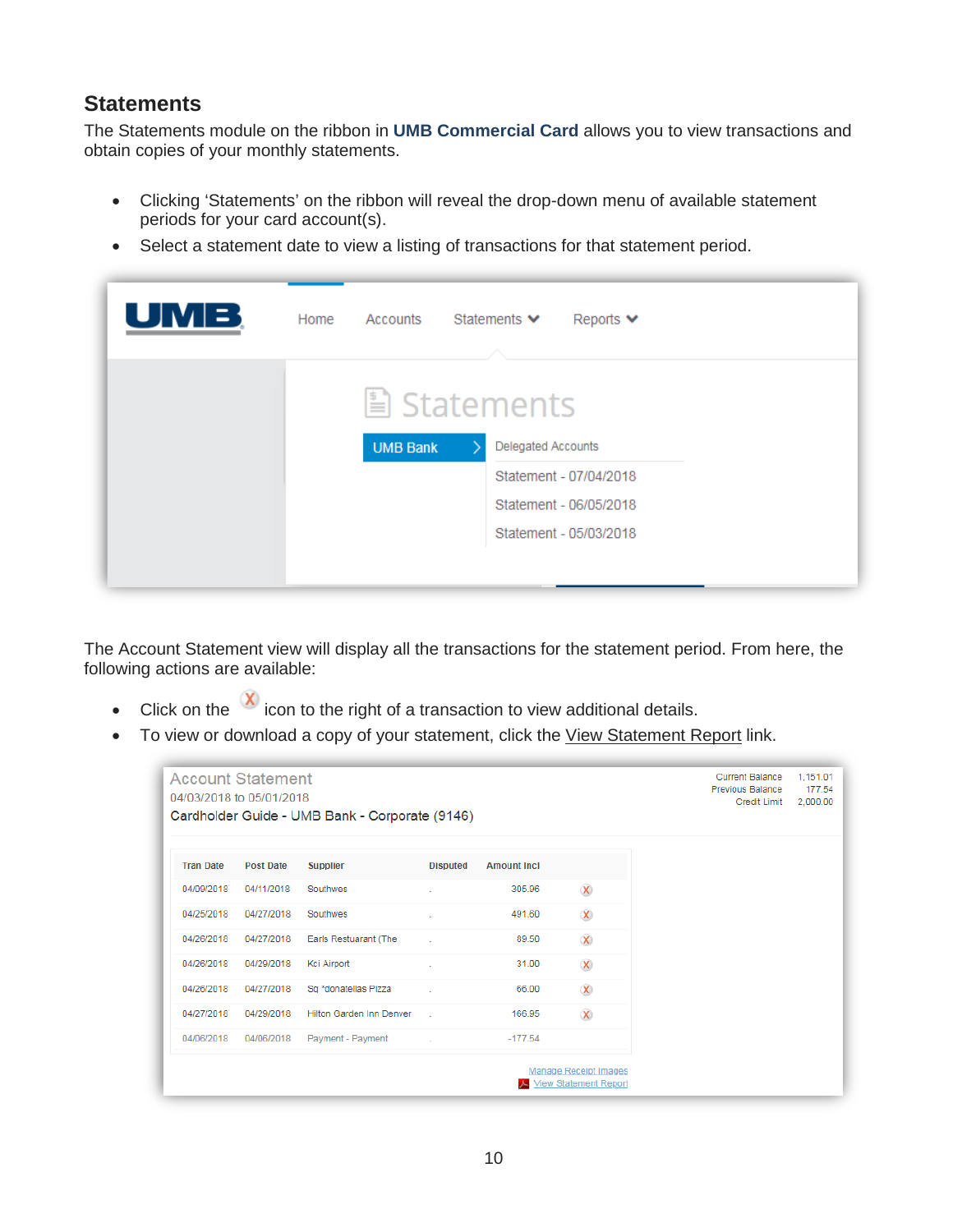## Statements

The Statements module on the ribbon in **UMB Commercial Card** allows you to view transactions and obtain copies of your monthly statements.

- Clicking 'Statements' on the ribbon will reveal the drop-down menu of available statement periods for your card account(s).
- Select a statement date to view a listing of transactions for that statement period.

The Account Statement view will display all the transactions for the statement period. From here, the following actions are available:

- Click on the X icon to the right of a transaction to view additional details.
- To view or download a copy of your statement, click the View Statement Report link.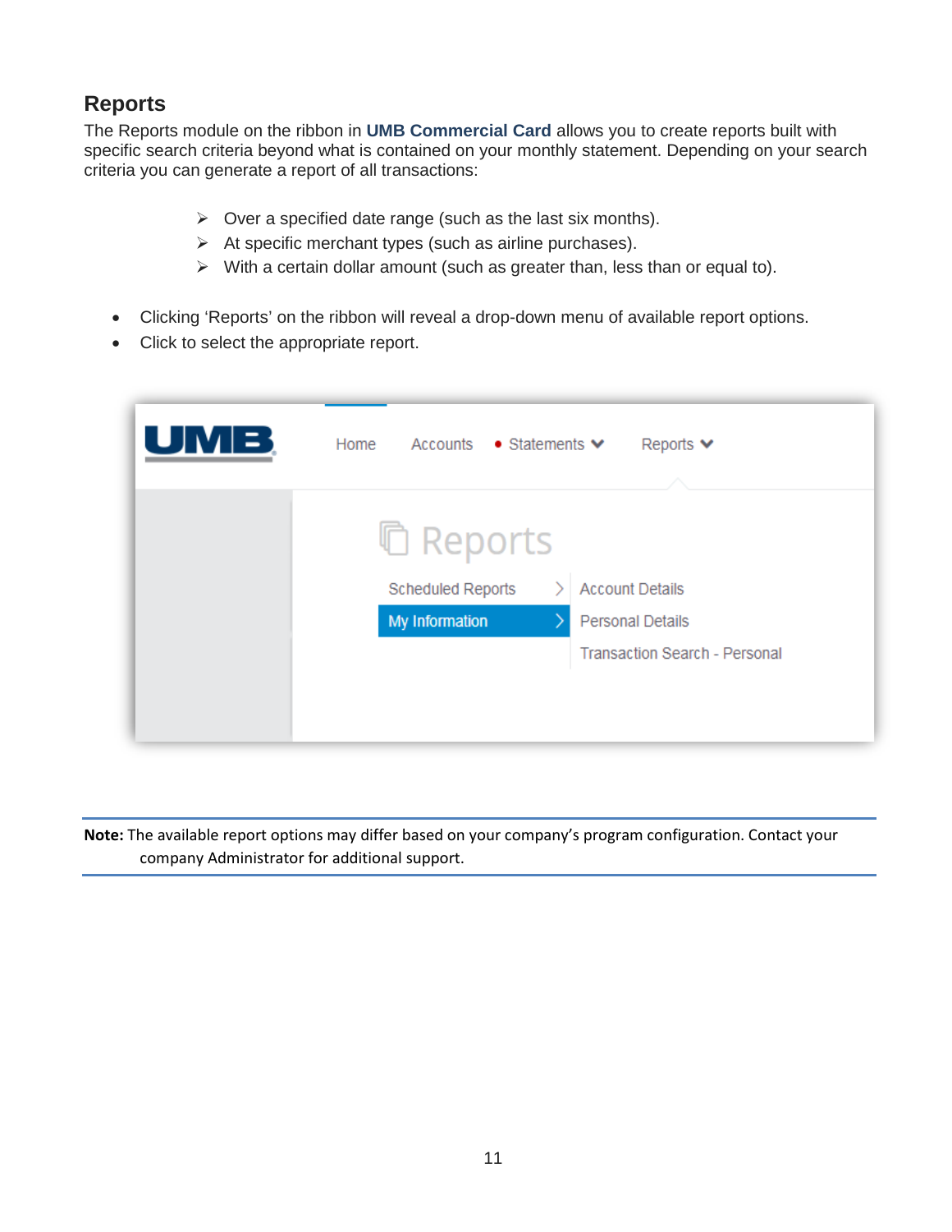## Reports

The Reports module on the ribbon in **UMB Commercial Card** allows you to create reports built with specific search criteria beyond what is contained on your monthly statement. Depending on your search criteria you can generate a report of all transactions:

- Over a specified date range (such as the last six months).
- At specific merchant types (such as airline purchases).
- With a certain dollar amount (such as greater than, less than or equal to).

- Clicking 'Reports' on the ribbon will reveal a drop-down menu of available report options.
- Click to select the appropriate report.

**Note:** The available report options may differ based on your company's program configuration. Contact your company Administrator for additional support.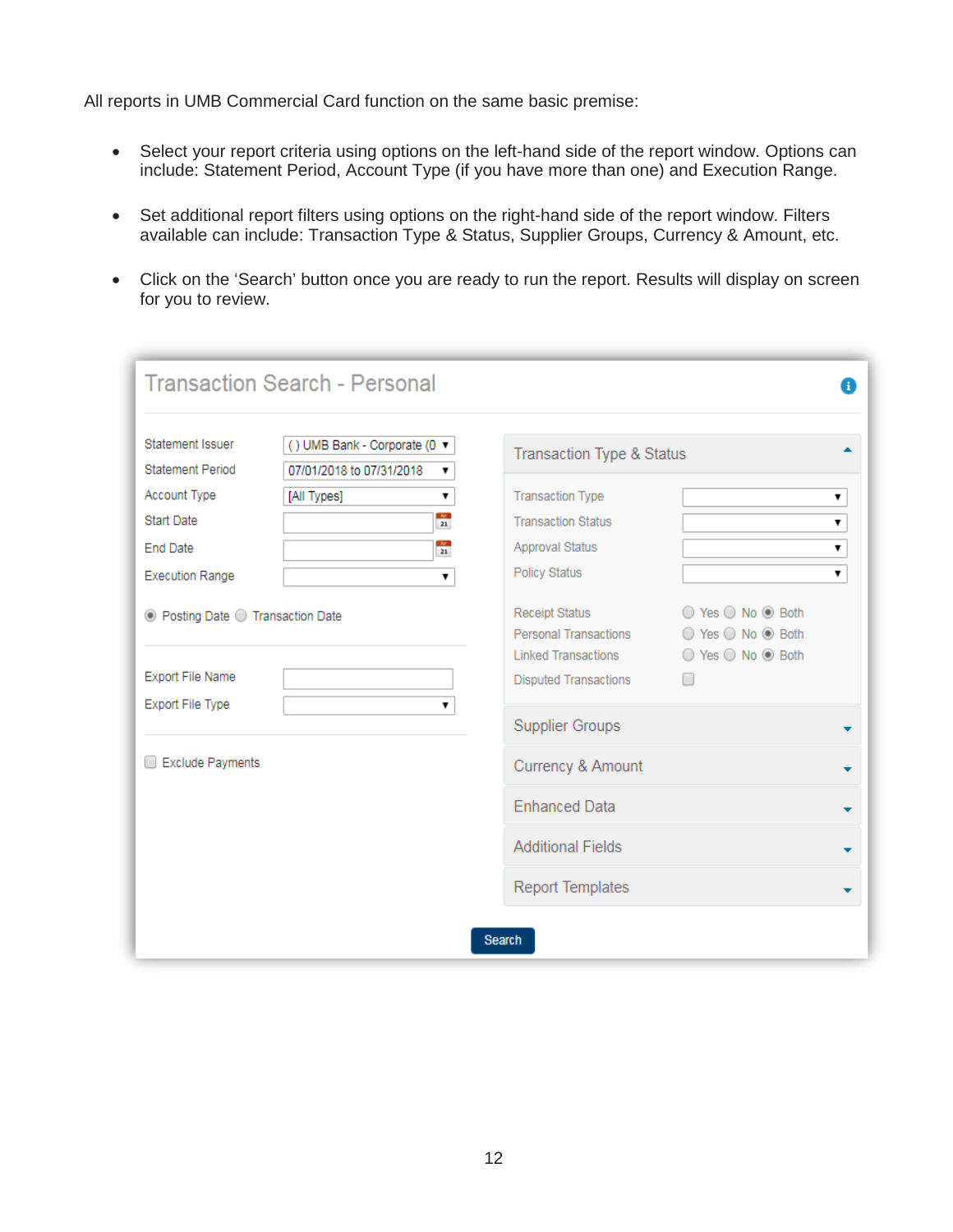All reports in UMB Commercial Card function on the same basic premise:

- Select your report criteria using options on the left-hand side of the report window. Options can include: Statement Period, Account Type (if you have more than one) and Execution Range.
- Set additional report filters using options on the right-hand side of the report window. Filters available can include: Transaction Type & Status, Supplier Groups, Currency & Amount, etc.
- Click on the 'Search' button once you are ready to run the report. Results will display on screen for you to review.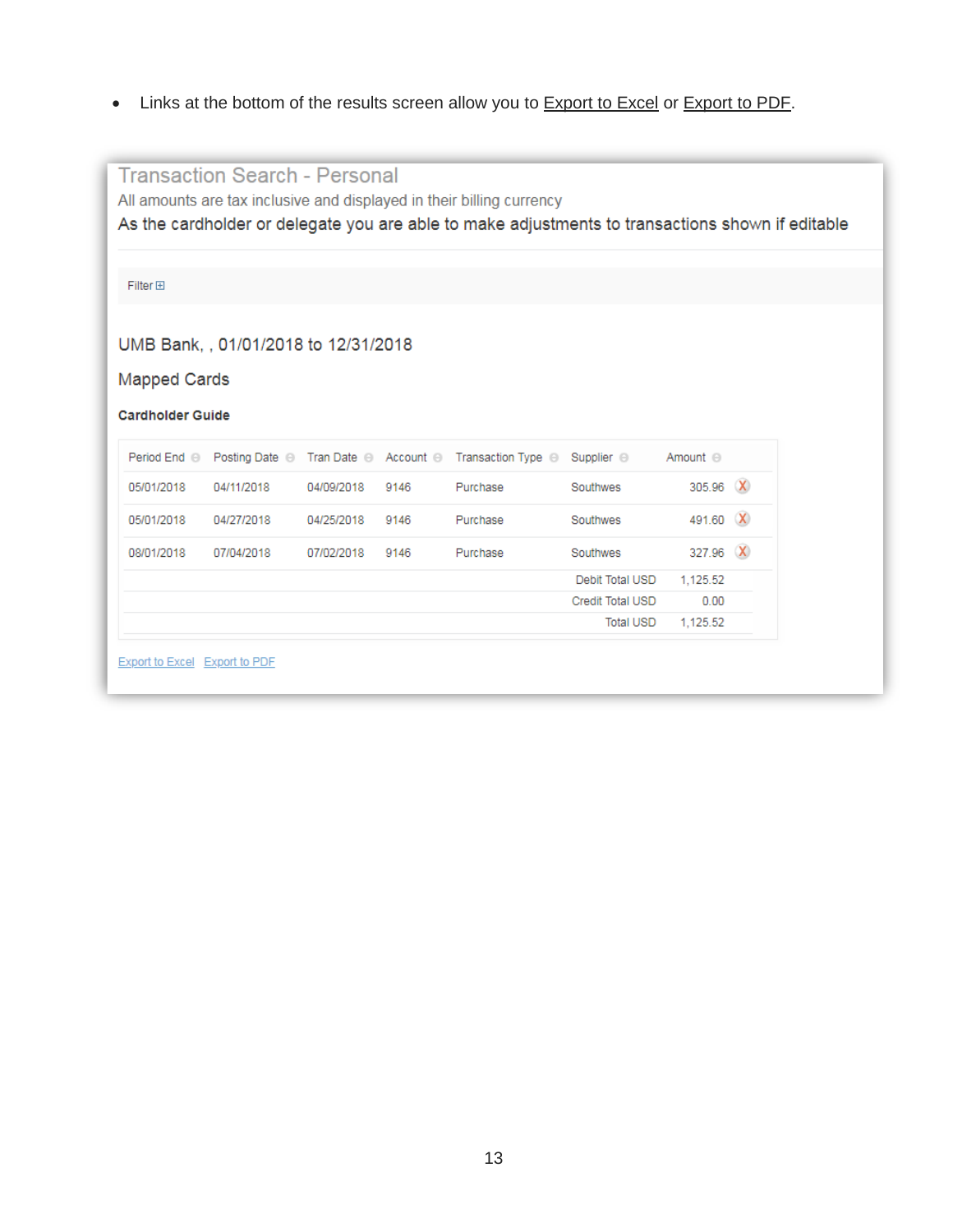- Links at the bottom of the results screen allow you to Export to Excel or Export to PDF.

## Transaction Search - Personal

All amounts are tax inclusive and displayed in their billing currency

As the cardholder or delegate you are able to make adjustments to transactions shown if editable

Filter ⊞

UMB Bank, , 01/01/2018 to 12/31/2018

Mapped Cards

**Cardholder Guide**

| Period End | Posting Date | Tran Date | Account | Transaction Type | Supplier | Amount | |
|---|---|---|---|---|---|---|---|
| 05/01/2018 | 04/11/2018 | 04/09/2018 | 9146 | Purchase | Southwes | 305.96 | X |
| 05/01/2018 | 04/27/2018 | 04/25/2018 | 9146 | Purchase | Southwes | 491.60 | X |
| 08/01/2018 | 07/04/2018 | 07/02/2018 | 9146 | Purchase | Southwes | 327.96 | X |
| | | | | | Debit Total USD | 1,125.52 | |
| | | | | | Credit Total USD | 0.00 | |
| | | | | | Total USD | 1,125.52 | |

Export to Excel   Export to PDF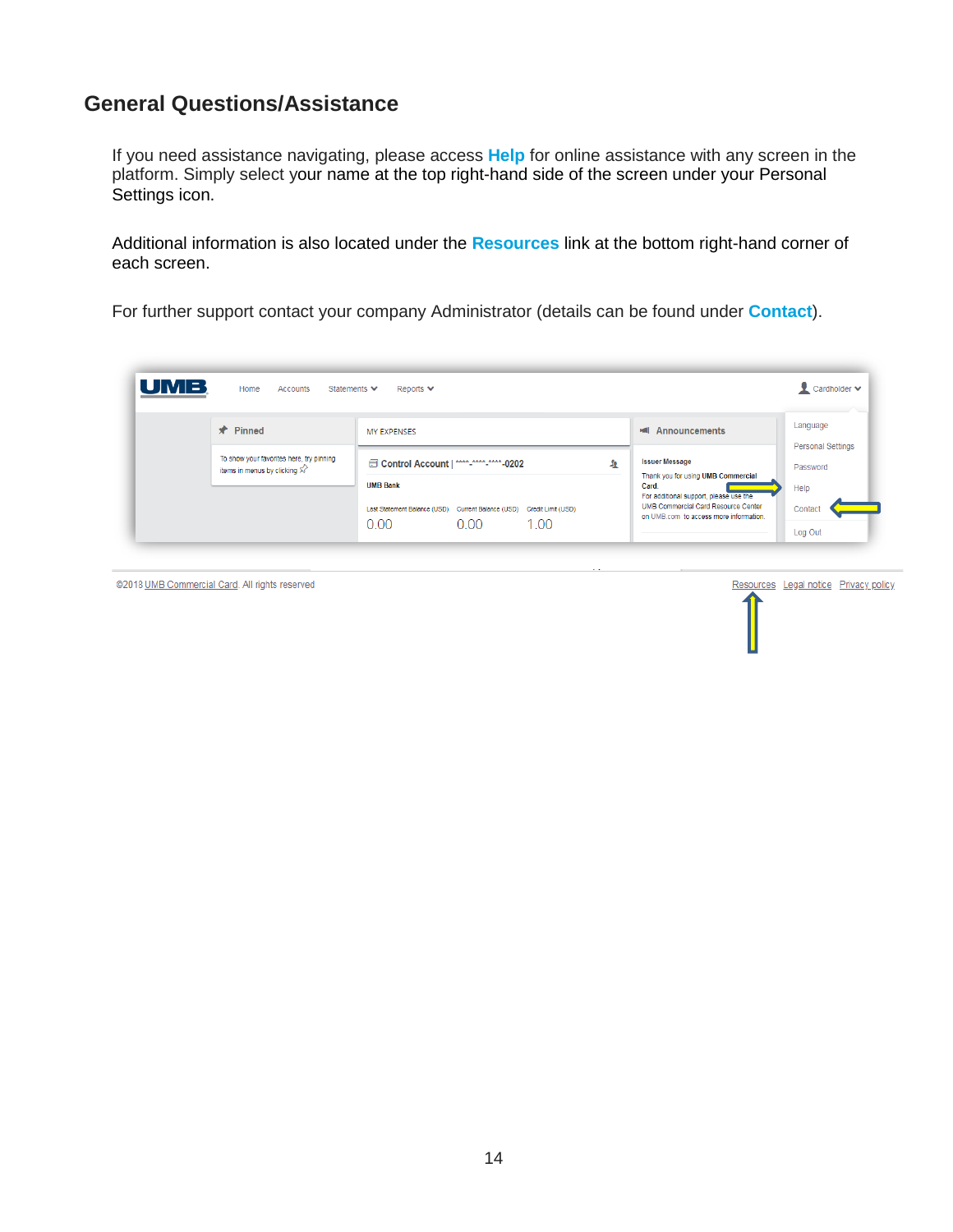## General Questions/Assistance

If you need assistance navigating, please access **Help** for online assistance with any screen in the platform. Simply select your name at the top right-hand side of the screen under your Personal Settings icon.

Additional information is also located under the **Resources** link at the bottom right-hand corner of each screen.

For further support contact your company Administrator (details can be found under **Contact**).